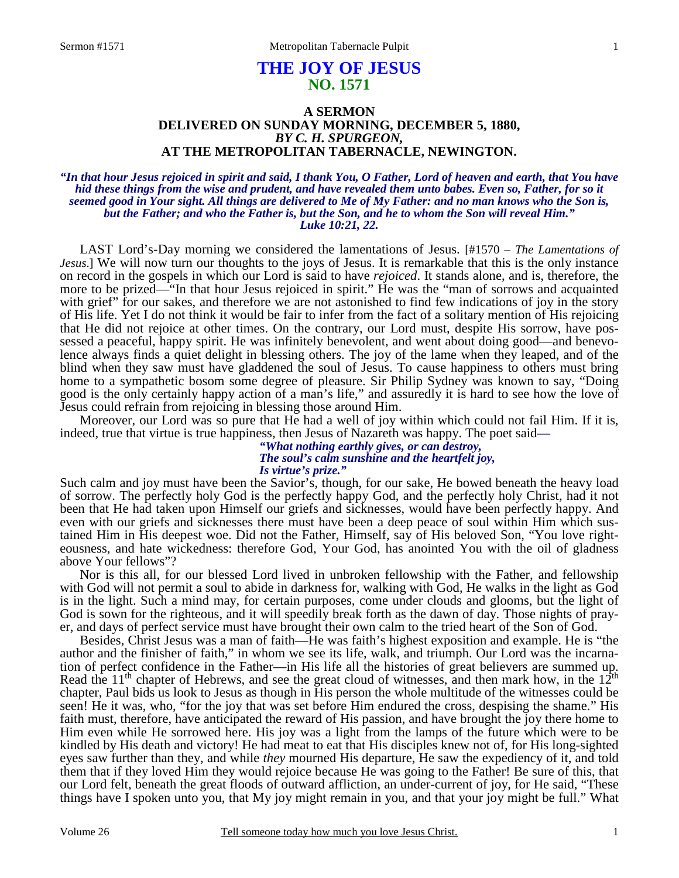# THE JOY OF JESUS
## NO. 1571

### A SERMON
### DELIVERED ON SUNDAY MORNING, DECEMBER 5, 1880,
### *BY C. H. SPURGEON,*
### AT THE METROPOLITAN TABERNACLE, NEWINGTON.

***"In that hour Jesus rejoiced in spirit and said, I thank You, O Father, Lord of heaven and earth, that You have hid these things from the wise and prudent, and have revealed them unto babes. Even so, Father, for so it seemed good in Your sight. All things are delivered to Me of My Father: and no man knows who the Son is, but the Father; and who the Father is, but the Son, and he to whom the Son will reveal Him." Luke 10:21, 22.***

LAST Lord's-Day morning we considered the lamentations of Jesus. [#1570 – *The Lamentations of Jesus*.] We will now turn our thoughts to the joys of Jesus. It is remarkable that this is the only instance on record in the gospels in which our Lord is said to have *rejoiced*. It stands alone, and is, therefore, the more to be prized—"In that hour Jesus rejoiced in spirit." He was the "man of sorrows and acquainted with grief" for our sakes, and therefore we are not astonished to find few indications of joy in the story of His life. Yet I do not think it would be fair to infer from the fact of a solitary mention of His rejoicing that He did not rejoice at other times. On the contrary, our Lord must, despite His sorrow, have possessed a peaceful, happy spirit. He was infinitely benevolent, and went about doing good—and benevolence always finds a quiet delight in blessing others. The joy of the lame when they leaped, and of the blind when they saw must have gladdened the soul of Jesus. To cause happiness to others must bring home to a sympathetic bosom some degree of pleasure. Sir Philip Sydney was known to say, "Doing good is the only certainly happy action of a man's life," and assuredly it is hard to see how the love of Jesus could refrain from rejoicing in blessing those around Him.

Moreover, our Lord was so pure that He had a well of joy within which could not fail Him. If it is, indeed, true that virtue is true happiness, then Jesus of Nazareth was happy. The poet said**—**

> ***"What nothing earthly gives, or can destroy,***
> ***The soul's calm sunshine and the heartfelt joy,***
> ***Is virtue's prize."***

Such calm and joy must have been the Savior's, though, for our sake, He bowed beneath the heavy load of sorrow. The perfectly holy God is the perfectly happy God, and the perfectly holy Christ, had it not been that He had taken upon Himself our griefs and sicknesses, would have been perfectly happy. And even with our griefs and sicknesses there must have been a deep peace of soul within Him which sustained Him in His deepest woe. Did not the Father, Himself, say of His beloved Son, "You love righteousness, and hate wickedness: therefore God, Your God, has anointed You with the oil of gladness above Your fellows"?

Nor is this all, for our blessed Lord lived in unbroken fellowship with the Father, and fellowship with God will not permit a soul to abide in darkness for, walking with God, He walks in the light as God is in the light. Such a mind may, for certain purposes, come under clouds and glooms, but the light of God is sown for the righteous, and it will speedily break forth as the dawn of day. Those nights of prayer, and days of perfect service must have brought their own calm to the tried heart of the Son of God.

Besides, Christ Jesus was a man of faith—He was faith's highest exposition and example. He is "the author and the finisher of faith," in whom we see its life, walk, and triumph. Our Lord was the incarnation of perfect confidence in the Father—in His life all the histories of great believers are summed up. Read the 11th chapter of Hebrews, and see the great cloud of witnesses, and then mark how, in the 12th chapter, Paul bids us look to Jesus as though in His person the whole multitude of the witnesses could be seen! He it was, who, "for the joy that was set before Him endured the cross, despising the shame." His faith must, therefore, have anticipated the reward of His passion, and have brought the joy there home to Him even while He sorrowed here. His joy was a light from the lamps of the future which were to be kindled by His death and victory! He had meat to eat that His disciples knew not of, for His long-sighted eyes saw further than they, and while *they* mourned His departure, He saw the expediency of it, and told them that if they loved Him they would rejoice because He was going to the Father! Be sure of this, that our Lord felt, beneath the great floods of outward affliction, an under-current of joy, for He said, "These things have I spoken unto you, that My joy might remain in you, and that your joy might be full." What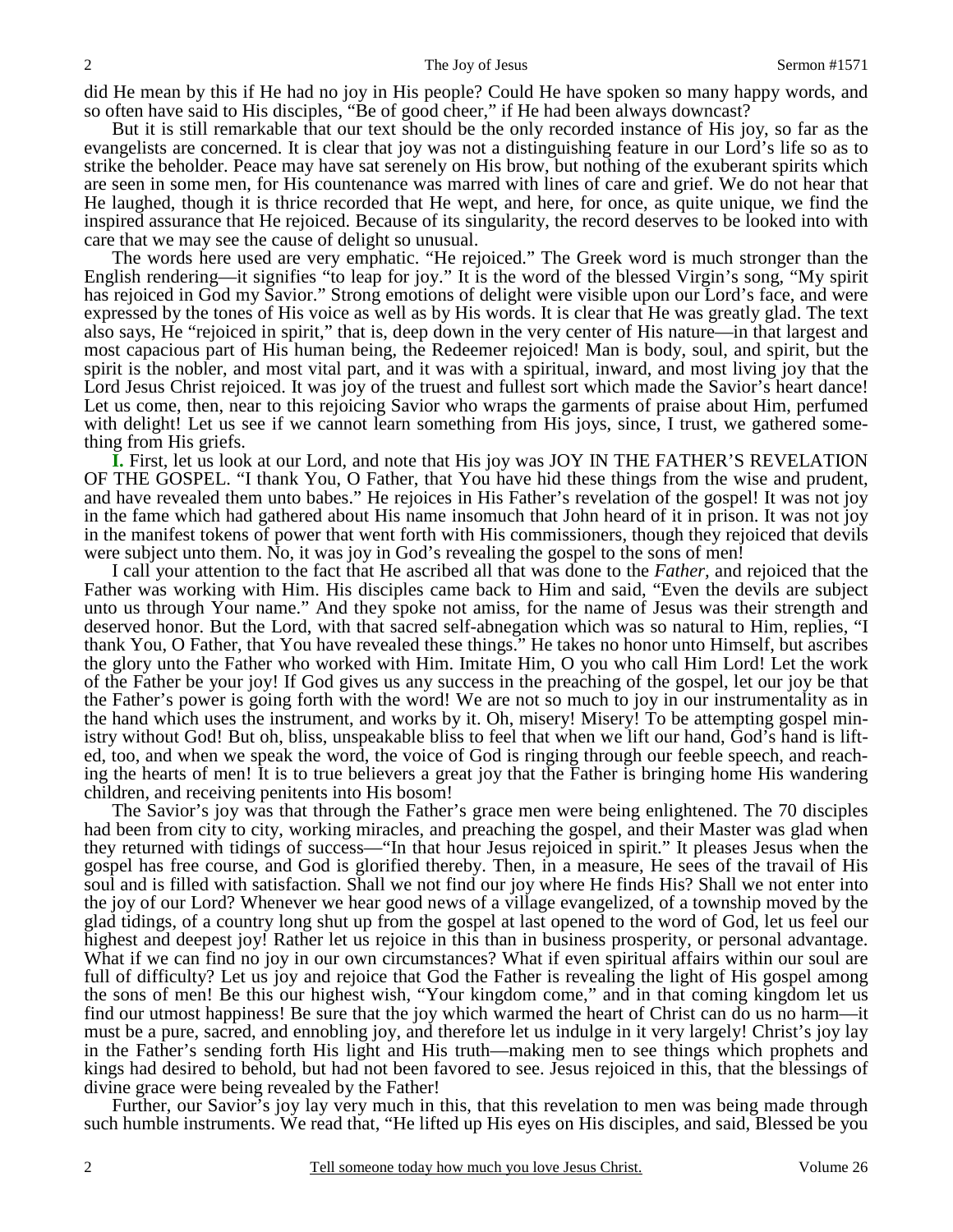did He mean by this if He had no joy in His people? Could He have spoken so many happy words, and so often have said to His disciples, "Be of good cheer," if He had been always downcast?

But it is still remarkable that our text should be the only recorded instance of His joy, so far as the evangelists are concerned. It is clear that joy was not a distinguishing feature in our Lord's life so as to strike the beholder. Peace may have sat serenely on His brow, but nothing of the exuberant spirits which are seen in some men, for His countenance was marred with lines of care and grief. We do not hear that He laughed, though it is thrice recorded that He wept, and here, for once, as quite unique, we find the inspired assurance that He rejoiced. Because of its singularity, the record deserves to be looked into with care that we may see the cause of delight so unusual.

The words here used are very emphatic. "He rejoiced." The Greek word is much stronger than the English rendering—it signifies "to leap for joy." It is the word of the blessed Virgin's song, "My spirit has rejoiced in God my Savior." Strong emotions of delight were visible upon our Lord's face, and were expressed by the tones of His voice as well as by His words. It is clear that He was greatly glad. The text also says, He "rejoiced in spirit," that is, deep down in the very center of His nature—in that largest and most capacious part of His human being, the Redeemer rejoiced! Man is body, soul, and spirit, but the spirit is the nobler, and most vital part, and it was with a spiritual, inward, and most living joy that the Lord Jesus Christ rejoiced. It was joy of the truest and fullest sort which made the Savior's heart dance! Let us come, then, near to this rejoicing Savior who wraps the garments of praise about Him, perfumed with delight! Let us see if we cannot learn something from His joys, since, I trust, we gathered something from His griefs.

**I.** First, let us look at our Lord, and note that His joy was JOY IN THE FATHER'S REVELATION OF THE GOSPEL. "I thank You, O Father, that You have hid these things from the wise and prudent, and have revealed them unto babes." He rejoices in His Father's revelation of the gospel! It was not joy in the fame which had gathered about His name insomuch that John heard of it in prison. It was not joy in the manifest tokens of power that went forth with His commissioners, though they rejoiced that devils were subject unto them. No, it was joy in God's revealing the gospel to the sons of men!

I call your attention to the fact that He ascribed all that was done to the *Father,* and rejoiced that the Father was working with Him. His disciples came back to Him and said, "Even the devils are subject unto us through Your name." And they spoke not amiss, for the name of Jesus was their strength and deserved honor. But the Lord, with that sacred self-abnegation which was so natural to Him, replies, "I thank You, O Father, that You have revealed these things." He takes no honor unto Himself, but ascribes the glory unto the Father who worked with Him. Imitate Him, O you who call Him Lord! Let the work of the Father be your joy! If God gives us any success in the preaching of the gospel, let our joy be that the Father's power is going forth with the word! We are not so much to joy in our instrumentality as in the hand which uses the instrument, and works by it. Oh, misery! Misery! To be attempting gospel ministry without God! But oh, bliss, unspeakable bliss to feel that when we lift our hand, God's hand is lifted, too, and when we speak the word, the voice of God is ringing through our feeble speech, and reaching the hearts of men! It is to true believers a great joy that the Father is bringing home His wandering children, and receiving penitents into His bosom!

The Savior's joy was that through the Father's grace men were being enlightened. The 70 disciples had been from city to city, working miracles, and preaching the gospel, and their Master was glad when they returned with tidings of success—"In that hour Jesus rejoiced in spirit." It pleases Jesus when the gospel has free course, and God is glorified thereby. Then, in a measure, He sees of the travail of His soul and is filled with satisfaction. Shall we not find our joy where He finds His? Shall we not enter into the joy of our Lord? Whenever we hear good news of a village evangelized, of a township moved by the glad tidings, of a country long shut up from the gospel at last opened to the word of God, let us feel our highest and deepest joy! Rather let us rejoice in this than in business prosperity, or personal advantage. What if we can find no joy in our own circumstances? What if even spiritual affairs within our soul are full of difficulty? Let us joy and rejoice that God the Father is revealing the light of His gospel among the sons of men! Be this our highest wish, "Your kingdom come," and in that coming kingdom let us find our utmost happiness! Be sure that the joy which warmed the heart of Christ can do us no harm—it must be a pure, sacred, and ennobling joy, and therefore let us indulge in it very largely! Christ's joy lay in the Father's sending forth His light and His truth—making men to see things which prophets and kings had desired to behold, but had not been favored to see. Jesus rejoiced in this, that the blessings of divine grace were being revealed by the Father!

Further, our Savior's joy lay very much in this, that this revelation to men was being made through such humble instruments. We read that, "He lifted up His eyes on His disciples, and said, Blessed be you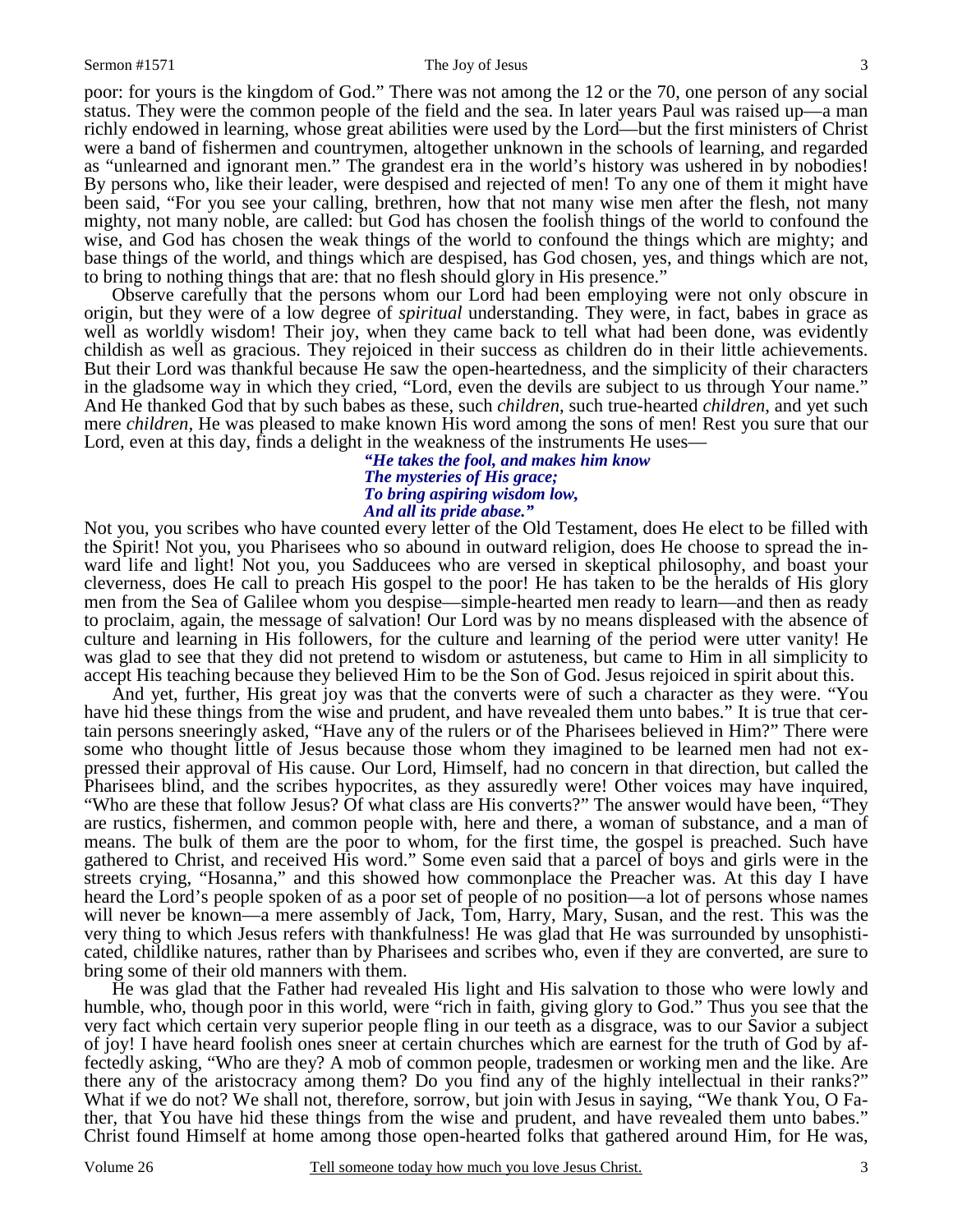poor: for yours is the kingdom of God." There was not among the 12 or the 70, one person of any social status. They were the common people of the field and the sea. In later years Paul was raised up—a man richly endowed in learning, whose great abilities were used by the Lord—but the first ministers of Christ were a band of fishermen and countrymen, altogether unknown in the schools of learning, and regarded as "unlearned and ignorant men." The grandest era in the world's history was ushered in by nobodies! By persons who, like their leader, were despised and rejected of men! To any one of them it might have been said, "For you see your calling, brethren, how that not many wise men after the flesh, not many mighty, not many noble, are called: but God has chosen the foolish things of the world to confound the wise, and God has chosen the weak things of the world to confound the things which are mighty; and base things of the world, and things which are despised, has God chosen, yes, and things which are not, to bring to nothing things that are: that no flesh should glory in His presence."

Observe carefully that the persons whom our Lord had been employing were not only obscure in origin, but they were of a low degree of *spiritual* understanding. They were, in fact, babes in grace as well as worldly wisdom! Their joy, when they came back to tell what had been done, was evidently childish as well as gracious. They rejoiced in their success as children do in their little achievements. But their Lord was thankful because He saw the open-heartedness, and the simplicity of their characters in the gladsome way in which they cried, "Lord, even the devils are subject to us through Your name." And He thanked God that by such babes as these, such *children*, such true-hearted *children*, and yet such mere *children*, He was pleased to make known His word among the sons of men! Rest you sure that our Lord, even at this day, finds a delight in the weakness of the instruments He uses—

> ***"He takes the fool, and makes him know***
> ***The mysteries of His grace;***
> ***To bring aspiring wisdom low,***
> ***And all its pride abase."***

Not you, you scribes who have counted every letter of the Old Testament, does He elect to be filled with the Spirit! Not you, you Pharisees who so abound in outward religion, does He choose to spread the inward life and light! Not you, you Sadducees who are versed in skeptical philosophy, and boast your cleverness, does He call to preach His gospel to the poor! He has taken to be the heralds of His glory men from the Sea of Galilee whom you despise—simple-hearted men ready to learn—and then as ready to proclaim, again, the message of salvation! Our Lord was by no means displeased with the absence of culture and learning in His followers, for the culture and learning of the period were utter vanity! He was glad to see that they did not pretend to wisdom or astuteness, but came to Him in all simplicity to accept His teaching because they believed Him to be the Son of God. Jesus rejoiced in spirit about this.

And yet, further, His great joy was that the converts were of such a character as they were. "You have hid these things from the wise and prudent, and have revealed them unto babes." It is true that certain persons sneeringly asked, "Have any of the rulers or of the Pharisees believed in Him?" There were some who thought little of Jesus because those whom they imagined to be learned men had not expressed their approval of His cause. Our Lord, Himself, had no concern in that direction, but called the Pharisees blind, and the scribes hypocrites, as they assuredly were! Other voices may have inquired, "Who are these that follow Jesus? Of what class are His converts?" The answer would have been, "They are rustics, fishermen, and common people with, here and there, a woman of substance, and a man of means. The bulk of them are the poor to whom, for the first time, the gospel is preached. Such have gathered to Christ, and received His word." Some even said that a parcel of boys and girls were in the streets crying, "Hosanna," and this showed how commonplace the Preacher was. At this day I have heard the Lord's people spoken of as a poor set of people of no position—a lot of persons whose names will never be known—a mere assembly of Jack, Tom, Harry, Mary, Susan, and the rest. This was the very thing to which Jesus refers with thankfulness! He was glad that He was surrounded by unsophisticated, childlike natures, rather than by Pharisees and scribes who, even if they are converted, are sure to bring some of their old manners with them.

He was glad that the Father had revealed His light and His salvation to those who were lowly and humble, who, though poor in this world, were "rich in faith, giving glory to God." Thus you see that the very fact which certain very superior people fling in our teeth as a disgrace, was to our Savior a subject of joy! I have heard foolish ones sneer at certain churches which are earnest for the truth of God by affectedly asking, "Who are they? A mob of common people, tradesmen or working men and the like. Are there any of the aristocracy among them? Do you find any of the highly intellectual in their ranks?" What if we do not? We shall not, therefore, sorrow, but join with Jesus in saying, "We thank You, O Father, that You have hid these things from the wise and prudent, and have revealed them unto babes." Christ found Himself at home among those open-hearted folks that gathered around Him, for He was,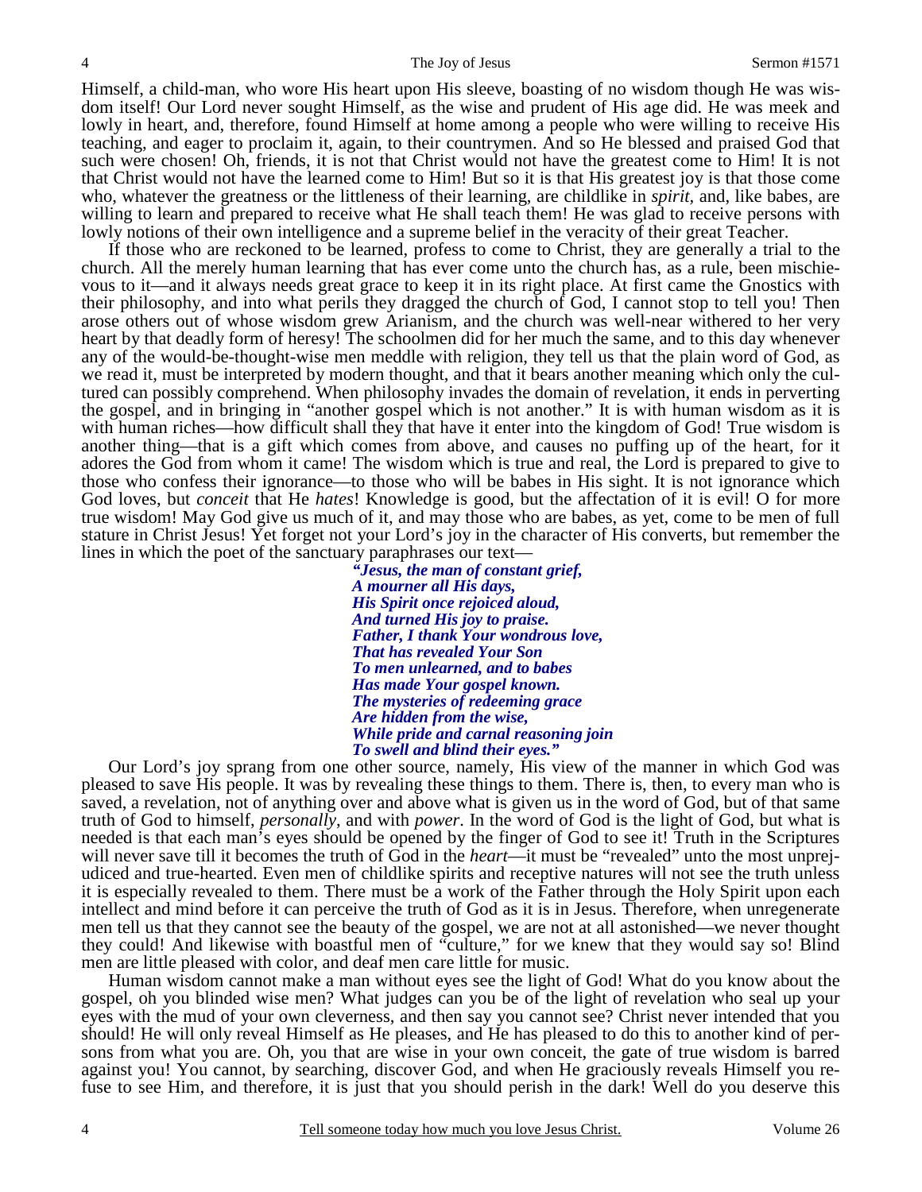Himself, a child-man, who wore His heart upon His sleeve, boasting of no wisdom though He was wisdom itself! Our Lord never sought Himself, as the wise and prudent of His age did. He was meek and lowly in heart, and, therefore, found Himself at home among a people who were willing to receive His teaching, and eager to proclaim it, again, to their countrymen. And so He blessed and praised God that such were chosen! Oh, friends, it is not that Christ would not have the greatest come to Him! It is not that Christ would not have the learned come to Him! But so it is that His greatest joy is that those come who, whatever the greatness or the littleness of their learning, are childlike in *spirit*, and, like babes, are willing to learn and prepared to receive what He shall teach them! He was glad to receive persons with lowly notions of their own intelligence and a supreme belief in the veracity of their great Teacher.

If those who are reckoned to be learned, profess to come to Christ, they are generally a trial to the church. All the merely human learning that has ever come unto the church has, as a rule, been mischievous to it—and it always needs great grace to keep it in its right place. At first came the Gnostics with their philosophy, and into what perils they dragged the church of God, I cannot stop to tell you! Then arose others out of whose wisdom grew Arianism, and the church was well-near withered to her very heart by that deadly form of heresy! The schoolmen did for her much the same, and to this day whenever any of the would-be-thought-wise men meddle with religion, they tell us that the plain word of God, as we read it, must be interpreted by modern thought, and that it bears another meaning which only the cultured can possibly comprehend. When philosophy invades the domain of revelation, it ends in perverting the gospel, and in bringing in "another gospel which is not another." It is with human wisdom as it is with human riches—how difficult shall they that have it enter into the kingdom of God! True wisdom is another thing—that is a gift which comes from above, and causes no puffing up of the heart, for it adores the God from whom it came! The wisdom which is true and real, the Lord is prepared to give to those who confess their ignorance—to those who will be babes in His sight. It is not ignorance which God loves, but *conceit* that He *hates*! Knowledge is good, but the affectation of it is evil! O for more true wisdom! May God give us much of it, and may those who are babes, as yet, come to be men of full stature in Christ Jesus! Yet forget not your Lord's joy in the character of His converts, but remember the lines in which the poet of the sanctuary paraphrases our text—

> ***"Jesus, the man of constant grief,***
> ***A mourner all His days,***
> ***His Spirit once rejoiced aloud,***
> ***And turned His joy to praise.***
> ***Father, I thank Your wondrous love,***
> ***That has revealed Your Son***
> ***To men unlearned, and to babes***
> ***Has made Your gospel known.***
> ***The mysteries of redeeming grace***
> ***Are hidden from the wise,***
> ***While pride and carnal reasoning join***
> ***To swell and blind their eyes."***

Our Lord's joy sprang from one other source, namely, His view of the manner in which God was pleased to save His people. It was by revealing these things to them. There is, then, to every man who is saved, a revelation, not of anything over and above what is given us in the word of God, but of that same truth of God to himself, *personally*, and with *power*. In the word of God is the light of God, but what is needed is that each man's eyes should be opened by the finger of God to see it! Truth in the Scriptures will never save till it becomes the truth of God in the *heart*—it must be "revealed" unto the most unprejudiced and true-hearted. Even men of childlike spirits and receptive natures will not see the truth unless it is especially revealed to them. There must be a work of the Father through the Holy Spirit upon each intellect and mind before it can perceive the truth of God as it is in Jesus. Therefore, when unregenerate men tell us that they cannot see the beauty of the gospel, we are not at all astonished—we never thought they could! And likewise with boastful men of "culture," for we knew that they would say so! Blind men are little pleased with color, and deaf men care little for music.

Human wisdom cannot make a man without eyes see the light of God! What do you know about the gospel, oh you blinded wise men? What judges can you be of the light of revelation who seal up your eyes with the mud of your own cleverness, and then say you cannot see? Christ never intended that you should! He will only reveal Himself as He pleases, and He has pleased to do this to another kind of persons from what you are. Oh, you that are wise in your own conceit, the gate of true wisdom is barred against you! You cannot, by searching, discover God, and when He graciously reveals Himself you refuse to see Him, and therefore, it is just that you should perish in the dark! Well do you deserve this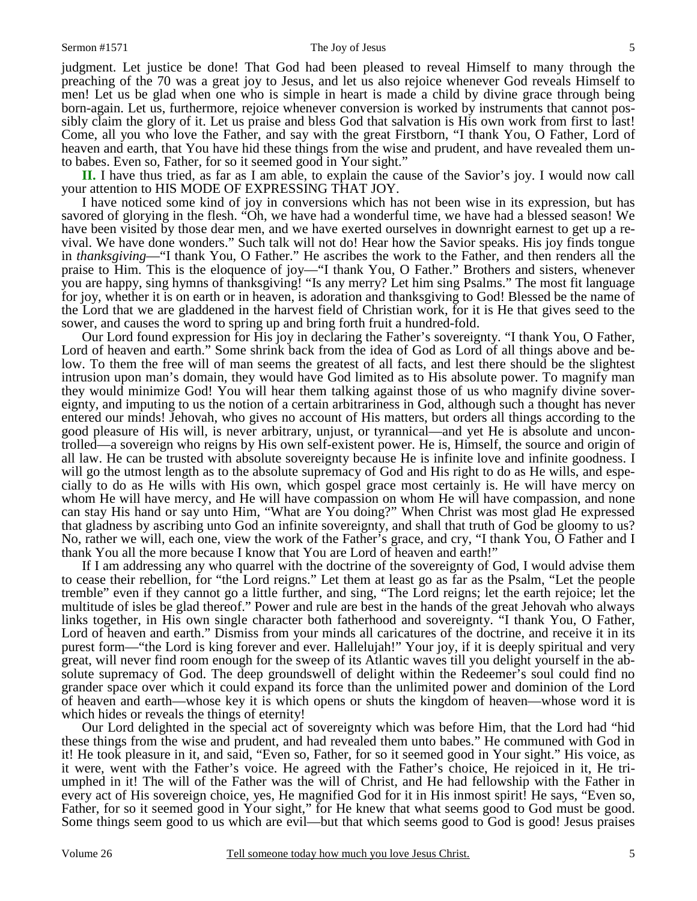judgment. Let justice be done! That God had been pleased to reveal Himself to many through the preaching of the 70 was a great joy to Jesus, and let us also rejoice whenever God reveals Himself to men! Let us be glad when one who is simple in heart is made a child by divine grace through being born-again. Let us, furthermore, rejoice whenever conversion is worked by instruments that cannot possibly claim the glory of it. Let us praise and bless God that salvation is His own work from first to last! Come, all you who love the Father, and say with the great Firstborn, "I thank You, O Father, Lord of heaven and earth, that You have hid these things from the wise and prudent, and have revealed them unto babes. Even so, Father, for so it seemed good in Your sight."

**II.** I have thus tried, as far as I am able, to explain the cause of the Savior's joy. I would now call your attention to HIS MODE OF EXPRESSING THAT JOY.

I have noticed some kind of joy in conversions which has not been wise in its expression, but has savored of glorying in the flesh. "Oh, we have had a wonderful time, we have had a blessed season! We have been visited by those dear men, and we have exerted ourselves in downright earnest to get up a revival. We have done wonders." Such talk will not do! Hear how the Savior speaks. His joy finds tongue in *thanksgiving*—"I thank You, O Father." He ascribes the work to the Father, and then renders all the praise to Him. This is the eloquence of joy—"I thank You, O Father." Brothers and sisters, whenever you are happy, sing hymns of thanksgiving! "Is any merry? Let him sing Psalms." The most fit language for joy, whether it is on earth or in heaven, is adoration and thanksgiving to God! Blessed be the name of the Lord that we are gladdened in the harvest field of Christian work, for it is He that gives seed to the sower, and causes the word to spring up and bring forth fruit a hundred-fold.

Our Lord found expression for His joy in declaring the Father's sovereignty. "I thank You, O Father, Lord of heaven and earth." Some shrink back from the idea of God as Lord of all things above and below. To them the free will of man seems the greatest of all facts, and lest there should be the slightest intrusion upon man's domain, they would have God limited as to His absolute power. To magnify man they would minimize God! You will hear them talking against those of us who magnify divine sovereignty, and imputing to us the notion of a certain arbitrariness in God, although such a thought has never entered our minds! Jehovah, who gives no account of His matters, but orders all things according to the good pleasure of His will, is never arbitrary, unjust, or tyrannical—and yet He is absolute and uncontrolled—a sovereign who reigns by His own self-existent power. He is, Himself, the source and origin of all law. He can be trusted with absolute sovereignty because He is infinite love and infinite goodness. I will go the utmost length as to the absolute supremacy of God and His right to do as He wills, and especially to do as He wills with His own, which gospel grace most certainly is. He will have mercy on whom He will have mercy, and He will have compassion on whom He will have compassion, and none can stay His hand or say unto Him, "What are You doing?" When Christ was most glad He expressed that gladness by ascribing unto God an infinite sovereignty, and shall that truth of God be gloomy to us? No, rather we will, each one, view the work of the Father's grace, and cry, "I thank You, O Father and I thank You all the more because I know that You are Lord of heaven and earth!"

If I am addressing any who quarrel with the doctrine of the sovereignty of God, I would advise them to cease their rebellion, for "the Lord reigns." Let them at least go as far as the Psalm, "Let the people tremble" even if they cannot go a little further, and sing, "The Lord reigns; let the earth rejoice; let the multitude of isles be glad thereof." Power and rule are best in the hands of the great Jehovah who always links together, in His own single character both fatherhood and sovereignty. "I thank You, O Father, Lord of heaven and earth." Dismiss from your minds all caricatures of the doctrine, and receive it in its purest form—"the Lord is king forever and ever. Hallelujah!" Your joy, if it is deeply spiritual and very great, will never find room enough for the sweep of its Atlantic waves till you delight yourself in the absolute supremacy of God. The deep groundswell of delight within the Redeemer's soul could find no grander space over which it could expand its force than the unlimited power and dominion of the Lord of heaven and earth—whose key it is which opens or shuts the kingdom of heaven—whose word it is which hides or reveals the things of eternity!

Our Lord delighted in the special act of sovereignty which was before Him, that the Lord had "hid these things from the wise and prudent, and had revealed them unto babes." He communed with God in it! He took pleasure in it, and said, "Even so, Father, for so it seemed good in Your sight." His voice, as it were, went with the Father's voice. He agreed with the Father's choice, He rejoiced in it, He triumphed in it! The will of the Father was the will of Christ, and He had fellowship with the Father in every act of His sovereign choice, yes, He magnified God for it in His inmost spirit! He says, "Even so, Father, for so it seemed good in Your sight," for He knew that what seems good to God must be good. Some things seem good to us which are evil—but that which seems good to God is good! Jesus praises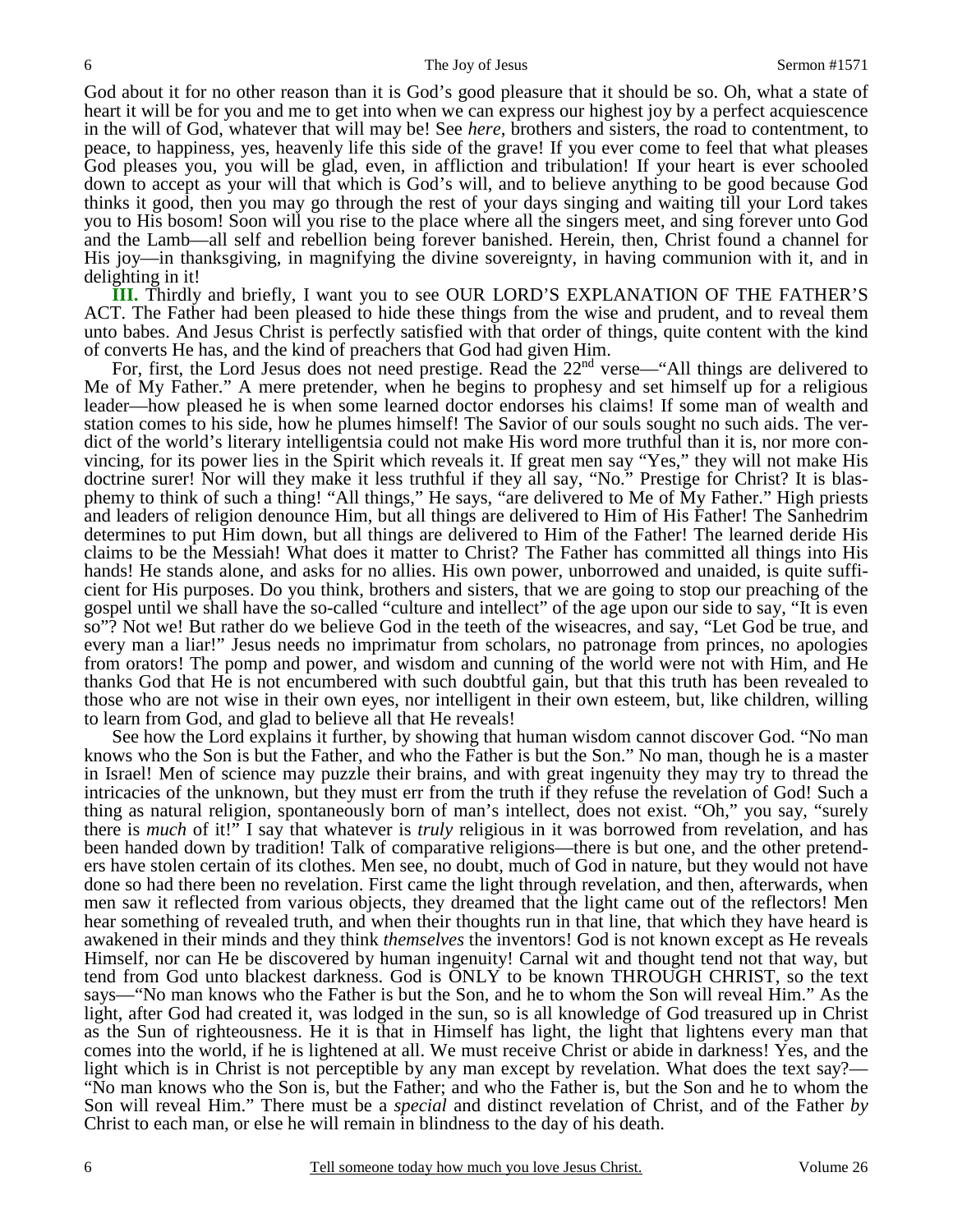God about it for no other reason than it is God's good pleasure that it should be so. Oh, what a state of heart it will be for you and me to get into when we can express our highest joy by a perfect acquiescence in the will of God, whatever that will may be! See *here*, brothers and sisters, the road to contentment, to peace, to happiness, yes, heavenly life this side of the grave! If you ever come to feel that what pleases God pleases you, you will be glad, even, in affliction and tribulation! If your heart is ever schooled down to accept as your will that which is God's will, and to believe anything to be good because God thinks it good, then you may go through the rest of your days singing and waiting till your Lord takes you to His bosom! Soon will you rise to the place where all the singers meet, and sing forever unto God and the Lamb—all self and rebellion being forever banished. Herein, then, Christ found a channel for His joy—in thanksgiving, in magnifying the divine sovereignty, in having communion with it, and in delighting in it!

**III.** Thirdly and briefly, I want you to see OUR LORD'S EXPLANATION OF THE FATHER'S ACT. The Father had been pleased to hide these things from the wise and prudent, and to reveal them unto babes. And Jesus Christ is perfectly satisfied with that order of things, quite content with the kind of converts He has, and the kind of preachers that God had given Him.

For, first, the Lord Jesus does not need prestige. Read the 22nd verse—"All things are delivered to Me of My Father." A mere pretender, when he begins to prophesy and set himself up for a religious leader—how pleased he is when some learned doctor endorses his claims! If some man of wealth and station comes to his side, how he plumes himself! The Savior of our souls sought no such aids. The verdict of the world's literary intelligentsia could not make His word more truthful than it is, nor more convincing, for its power lies in the Spirit which reveals it. If great men say "Yes," they will not make His doctrine surer! Nor will they make it less truthful if they all say, "No." Prestige for Christ? It is blasphemy to think of such a thing! "All things," He says, "are delivered to Me of My Father." High priests and leaders of religion denounce Him, but all things are delivered to Him of His Father! The Sanhedrim determines to put Him down, but all things are delivered to Him of the Father! The learned deride His claims to be the Messiah! What does it matter to Christ? The Father has committed all things into His hands! He stands alone, and asks for no allies. His own power, unborrowed and unaided, is quite sufficient for His purposes. Do you think, brothers and sisters, that we are going to stop our preaching of the gospel until we shall have the so-called "culture and intellect" of the age upon our side to say, "It is even so"? Not we! But rather do we believe God in the teeth of the wiseacres, and say, "Let God be true, and every man a liar!" Jesus needs no imprimatur from scholars, no patronage from princes, no apologies from orators! The pomp and power, and wisdom and cunning of the world were not with Him, and He thanks God that He is not encumbered with such doubtful gain, but that this truth has been revealed to those who are not wise in their own eyes, nor intelligent in their own esteem, but, like children, willing to learn from God, and glad to believe all that He reveals!

See how the Lord explains it further, by showing that human wisdom cannot discover God. "No man knows who the Son is but the Father, and who the Father is but the Son." No man, though he is a master in Israel! Men of science may puzzle their brains, and with great ingenuity they may try to thread the intricacies of the unknown, but they must err from the truth if they refuse the revelation of God! Such a thing as natural religion, spontaneously born of man's intellect, does not exist. "Oh," you say, "surely there is *much* of it!" I say that whatever is *truly* religious in it was borrowed from revelation, and has been handed down by tradition! Talk of comparative religions—there is but one, and the other pretenders have stolen certain of its clothes. Men see, no doubt, much of God in nature, but they would not have done so had there been no revelation. First came the light through revelation, and then, afterwards, when men saw it reflected from various objects, they dreamed that the light came out of the reflectors! Men hear something of revealed truth, and when their thoughts run in that line, that which they have heard is awakened in their minds and they think *themselves* the inventors! God is not known except as He reveals Himself, nor can He be discovered by human ingenuity! Carnal wit and thought tend not that way, but tend from God unto blackest darkness. God is ONLY to be known THROUGH CHRIST, so the text says—"No man knows who the Father is but the Son, and he to whom the Son will reveal Him." As the light, after God had created it, was lodged in the sun, so is all knowledge of God treasured up in Christ as the Sun of righteousness. He it is that in Himself has light, the light that lightens every man that comes into the world, if he is lightened at all. We must receive Christ or abide in darkness! Yes, and the light which is in Christ is not perceptible by any man except by revelation. What does the text say?—"No man knows who the Son is, but the Father; and who the Father is, but the Son and he to whom the Son will reveal Him." There must be a *special* and distinct revelation of Christ, and of the Father *by* Christ to each man, or else he will remain in blindness to the day of his death.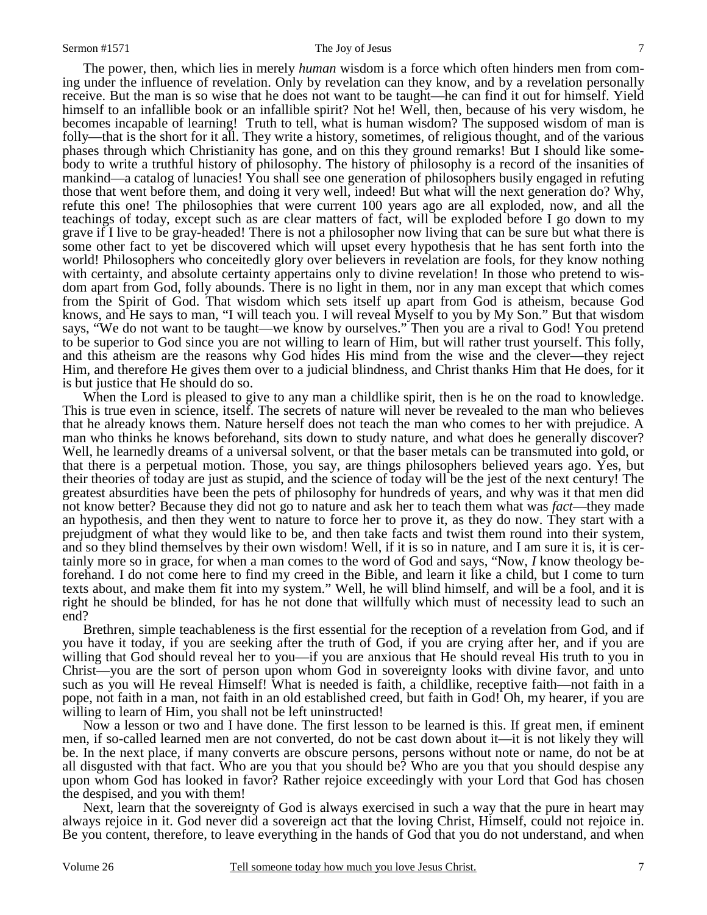The power, then, which lies in merely *human* wisdom is a force which often hinders men from coming under the influence of revelation. Only by revelation can they know, and by a revelation personally receive. But the man is so wise that he does not want to be taught—he can find it out for himself. Yield himself to an infallible book or an infallible spirit? Not he! Well, then, because of his very wisdom, he becomes incapable of learning! Truth to tell, what is human wisdom? The supposed wisdom of man is folly—that is the short for it all. They write a history, sometimes, of religious thought, and of the various phases through which Christianity has gone, and on this they ground remarks! But I should like somebody to write a truthful history of philosophy. The history of philosophy is a record of the insanities of mankind—a catalog of lunacies! You shall see one generation of philosophers busily engaged in refuting those that went before them, and doing it very well, indeed! But what will the next generation do? Why, refute this one! The philosophies that were current 100 years ago are all exploded, now, and all the teachings of today, except such as are clear matters of fact, will be exploded before I go down to my grave if I live to be gray-headed! There is not a philosopher now living that can be sure but what there is some other fact to yet be discovered which will upset every hypothesis that he has sent forth into the world! Philosophers who conceitedly glory over believers in revelation are fools, for they know nothing with certainty, and absolute certainty appertains only to divine revelation! In those who pretend to wisdom apart from God, folly abounds. There is no light in them, nor in any man except that which comes from the Spirit of God. That wisdom which sets itself up apart from God is atheism, because God knows, and He says to man, "I will teach you. I will reveal Myself to you by My Son." But that wisdom says, "We do not want to be taught—we know by ourselves." Then you are a rival to God! You pretend to be superior to God since you are not willing to learn of Him, but will rather trust yourself. This folly, and this atheism are the reasons why God hides His mind from the wise and the clever—they reject Him, and therefore He gives them over to a judicial blindness, and Christ thanks Him that He does, for it is but justice that He should do so.

When the Lord is pleased to give to any man a childlike spirit, then is he on the road to knowledge. This is true even in science, itself. The secrets of nature will never be revealed to the man who believes that he already knows them. Nature herself does not teach the man who comes to her with prejudice. A man who thinks he knows beforehand, sits down to study nature, and what does he generally discover? Well, he learnedly dreams of a universal solvent, or that the baser metals can be transmuted into gold, or that there is a perpetual motion. Those, you say, are things philosophers believed years ago. Yes, but their theories of today are just as stupid, and the science of today will be the jest of the next century! The greatest absurdities have been the pets of philosophy for hundreds of years, and why was it that men did not know better? Because they did not go to nature and ask her to teach them what was *fact*—they made an hypothesis, and then they went to nature to force her to prove it, as they do now. They start with a prejudgment of what they would like to be, and then take facts and twist them round into their system, and so they blind themselves by their own wisdom! Well, if it is so in nature, and I am sure it is, it is certainly more so in grace, for when a man comes to the word of God and says, "Now, *I* know theology beforehand. I do not come here to find my creed in the Bible, and learn it like a child, but I come to turn texts about, and make them fit into my system." Well, he will blind himself, and will be a fool, and it is right he should be blinded, for has he not done that willfully which must of necessity lead to such an end?

Brethren, simple teachableness is the first essential for the reception of a revelation from God, and if you have it today, if you are seeking after the truth of God, if you are crying after her, and if you are willing that God should reveal her to you—if you are anxious that He should reveal His truth to you in Christ—you are the sort of person upon whom God in sovereignty looks with divine favor, and unto such as you will He reveal Himself! What is needed is faith, a childlike, receptive faith—not faith in a pope, not faith in a man, not faith in an old established creed, but faith in God! Oh, my hearer, if you are willing to learn of Him, you shall not be left uninstructed!

Now a lesson or two and I have done. The first lesson to be learned is this. If great men, if eminent men, if so-called learned men are not converted, do not be cast down about it—it is not likely they will be. In the next place, if many converts are obscure persons, persons without note or name, do not be at all disgusted with that fact. Who are you that you should be? Who are you that you should despise any upon whom God has looked in favor? Rather rejoice exceedingly with your Lord that God has chosen the despised, and you with them!

Next, learn that the sovereignty of God is always exercised in such a way that the pure in heart may always rejoice in it. God never did a sovereign act that the loving Christ, Himself, could not rejoice in. Be you content, therefore, to leave everything in the hands of God that you do not understand, and when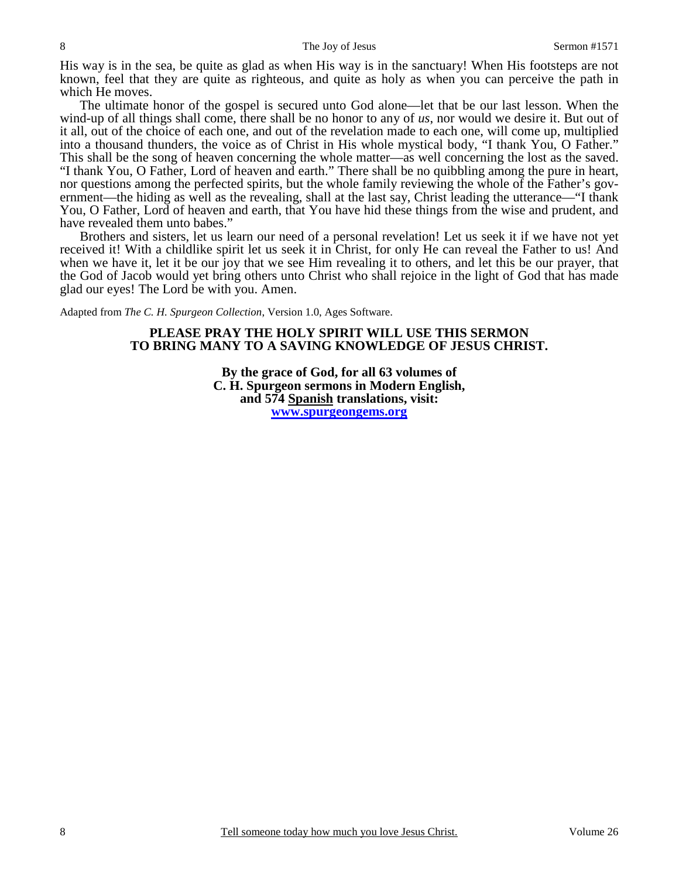His way is in the sea, be quite as glad as when His way is in the sanctuary! When His footsteps are not known, feel that they are quite as righteous, and quite as holy as when you can perceive the path in which He moves.

The ultimate honor of the gospel is secured unto God alone—let that be our last lesson. When the wind-up of all things shall come, there shall be no honor to any of *us*, nor would we desire it. But out of it all, out of the choice of each one, and out of the revelation made to each one, will come up, multiplied into a thousand thunders, the voice as of Christ in His whole mystical body, "I thank You, O Father." This shall be the song of heaven concerning the whole matter—as well concerning the lost as the saved. "I thank You, O Father, Lord of heaven and earth." There shall be no quibbling among the pure in heart, nor questions among the perfected spirits, but the whole family reviewing the whole of the Father's government—the hiding as well as the revealing, shall at the last say, Christ leading the utterance—"I thank You, O Father, Lord of heaven and earth, that You have hid these things from the wise and prudent, and have revealed them unto babes."

Brothers and sisters, let us learn our need of a personal revelation! Let us seek it if we have not yet received it! With a childlike spirit let us seek it in Christ, for only He can reveal the Father to us! And when we have it, let it be our joy that we see Him revealing it to others, and let this be our prayer, that the God of Jacob would yet bring others unto Christ who shall rejoice in the light of God that has made glad our eyes! The Lord be with you. Amen.

Adapted from *The C. H. Spurgeon Collection*, Version 1.0, Ages Software.

**PLEASE PRAY THE HOLY SPIRIT WILL USE THIS SERMON TO BRING MANY TO A SAVING KNOWLEDGE OF JESUS CHRIST.**

**By the grace of God, for all 63 volumes of C. H. Spurgeon sermons in Modern English, and 574 Spanish translations, visit: www.spurgeongems.org**